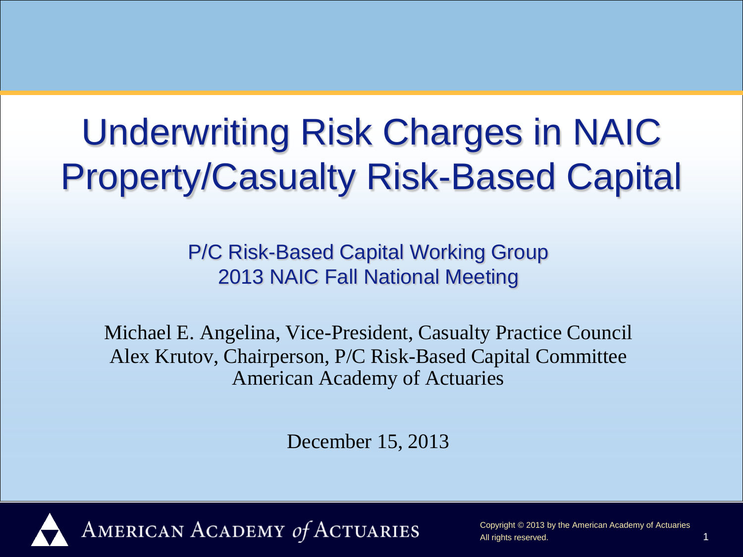# Underwriting Risk Charges in NAIC Property/Casualty Risk-Based Capital

P/C Risk-Based Capital Working Group
2013 NAIC Fall National Meeting

Michael E. Angelina, Vice-President, Casualty Practice Council
Alex Krutov, Chairperson, P/C Risk-Based Capital Committee
American Academy of Actuaries

December 15, 2013

AMERICAN ACADEMY *of* ACTUARIES

Copyright © 2013 by the American Academy of Actuaries
All rights reserved.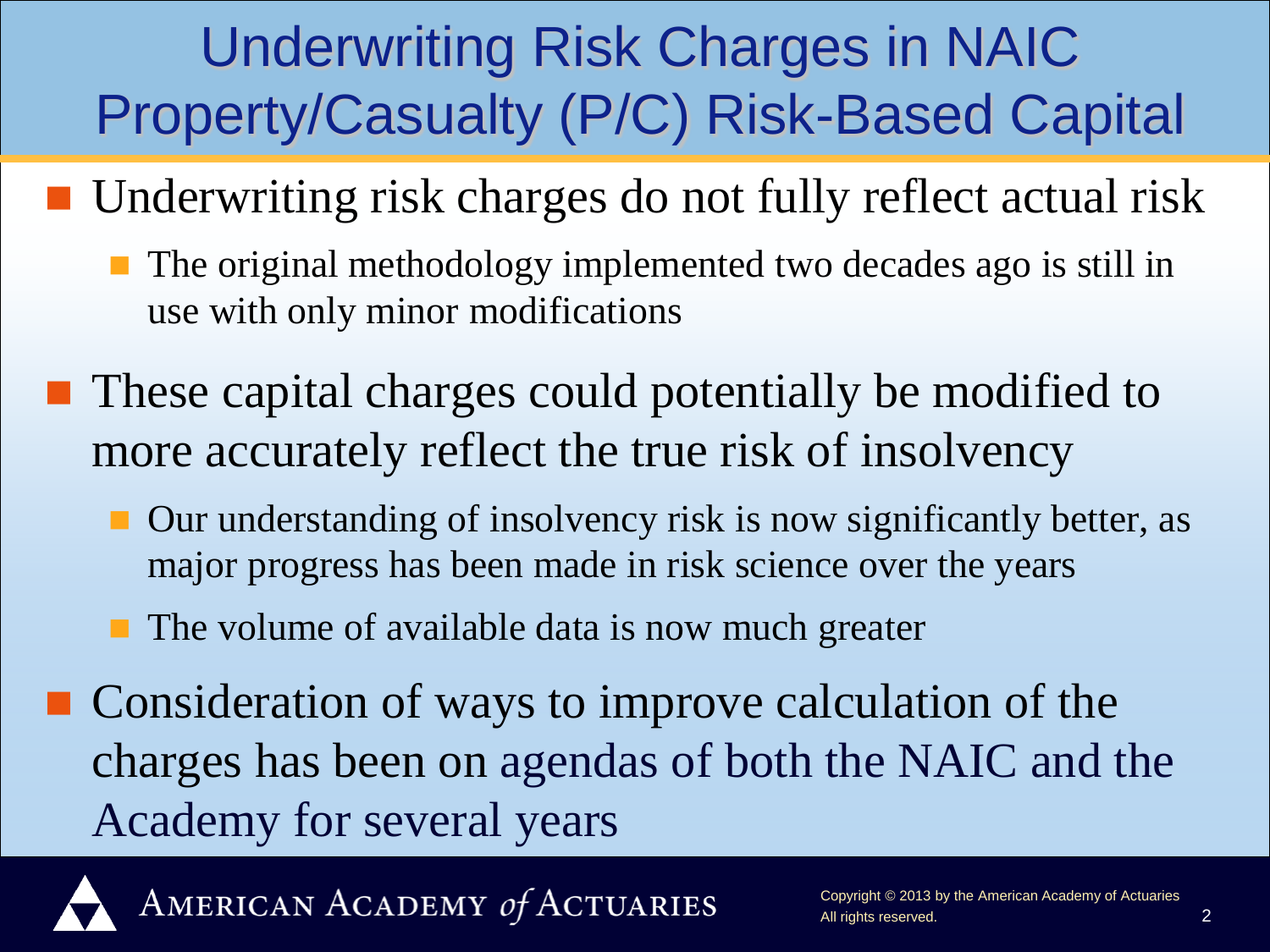# Underwriting Risk Charges in NAIC Property/Casualty (P/C) Risk-Based Capital

- Underwriting risk charges do not fully reflect actual risk
  - The original methodology implemented two decades ago is still in use with only minor modifications
- These capital charges could potentially be modified to more accurately reflect the true risk of insolvency
  - Our understanding of insolvency risk is now significantly better, as major progress has been made in risk science over the years
  - The volume of available data is now much greater
- Consideration of ways to improve calculation of the charges has been on agendas of both the NAIC and the Academy for several years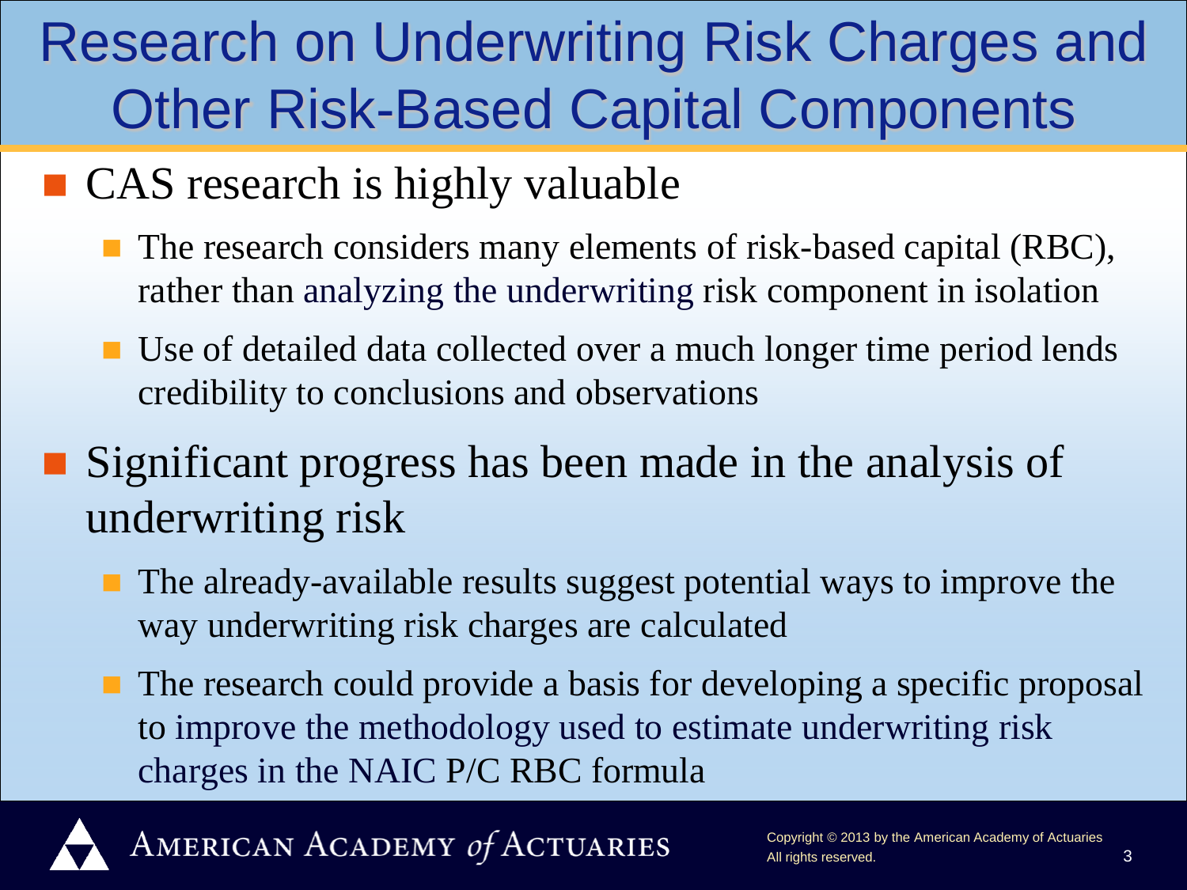# Research on Underwriting Risk Charges and Other Risk-Based Capital Components

- CAS research is highly valuable
  - The research considers many elements of risk-based capital (RBC), rather than analyzing the underwriting risk component in isolation
  - Use of detailed data collected over a much longer time period lends credibility to conclusions and observations
- Significant progress has been made in the analysis of underwriting risk
  - The already-available results suggest potential ways to improve the way underwriting risk charges are calculated
  - The research could provide a basis for developing a specific proposal to improve the methodology used to estimate underwriting risk charges in the NAIC P/C RBC formula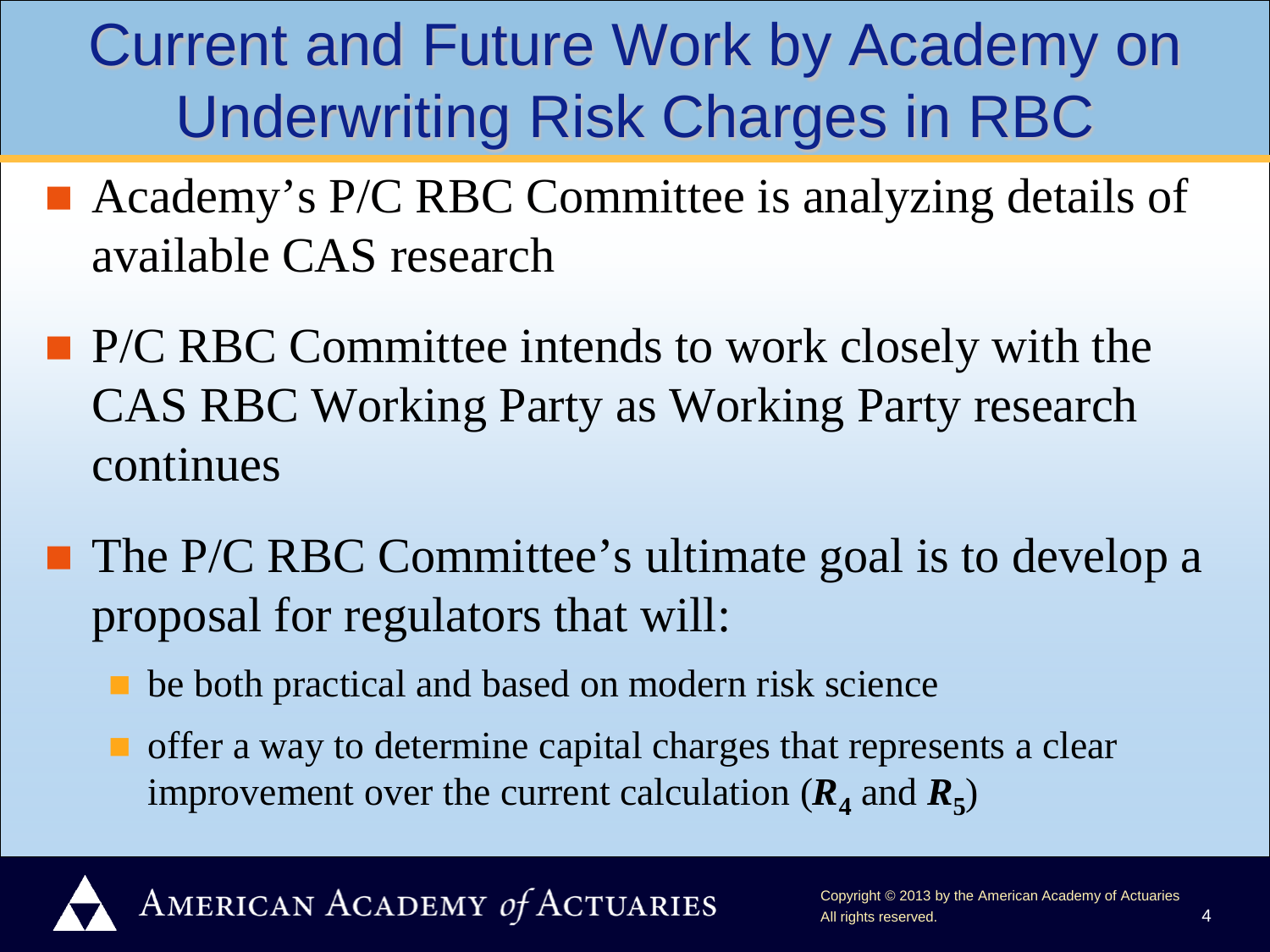# Current and Future Work by Academy on Underwriting Risk Charges in RBC

- Academy's P/C RBC Committee is analyzing details of available CAS research
- P/C RBC Committee intends to work closely with the CAS RBC Working Party as Working Party research continues
- The P/C RBC Committee's ultimate goal is to develop a proposal for regulators that will:
  - be both practical and based on modern risk science
  - offer a way to determine capital charges that represents a clear improvement over the current calculation ($\boldsymbol{R_4}$ and $\boldsymbol{R_5}$)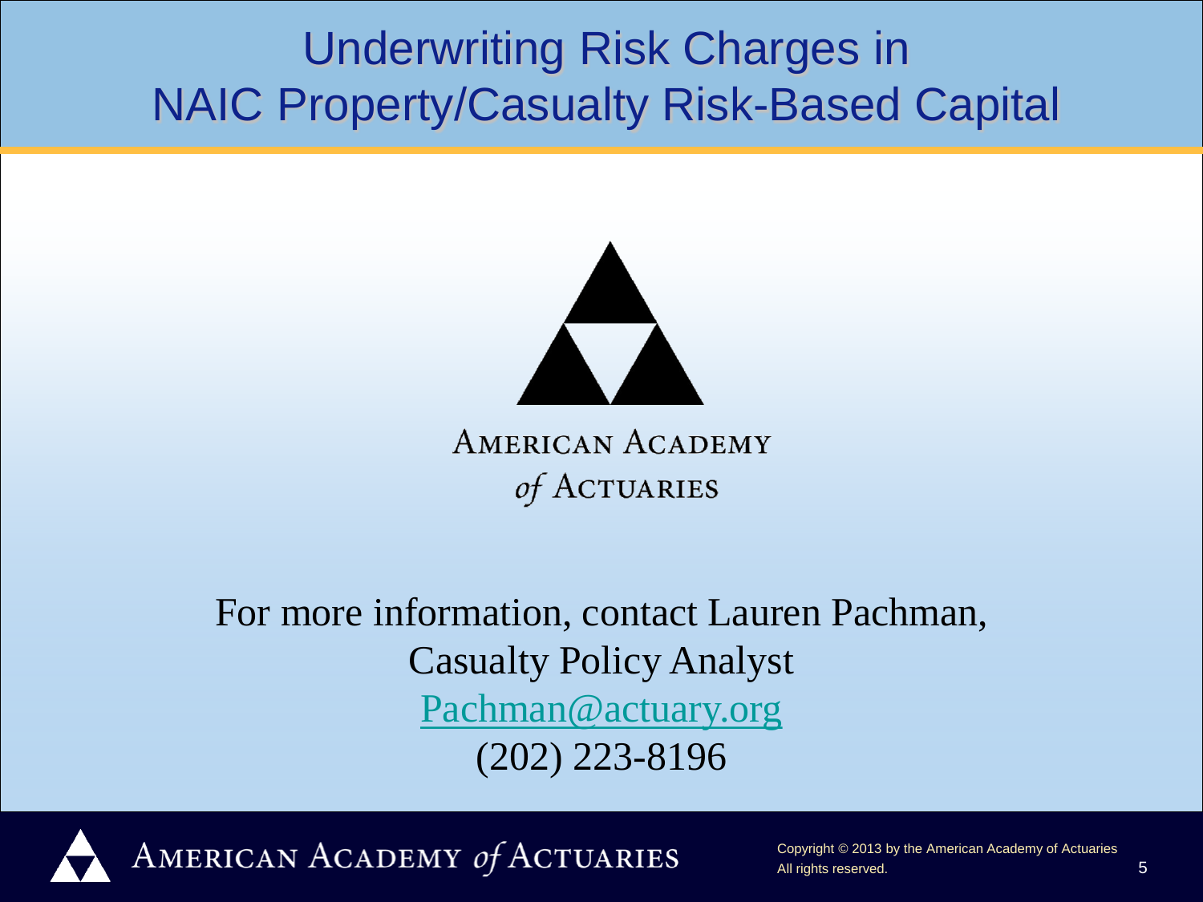# Underwriting Risk Charges in NAIC Property/Casualty Risk-Based Capital

AMERICAN ACADEMY *of* ACTUARIES

For more information, contact Lauren Pachman,
Casualty Policy Analyst
Pachman@actuary.org
(202) 223-8196